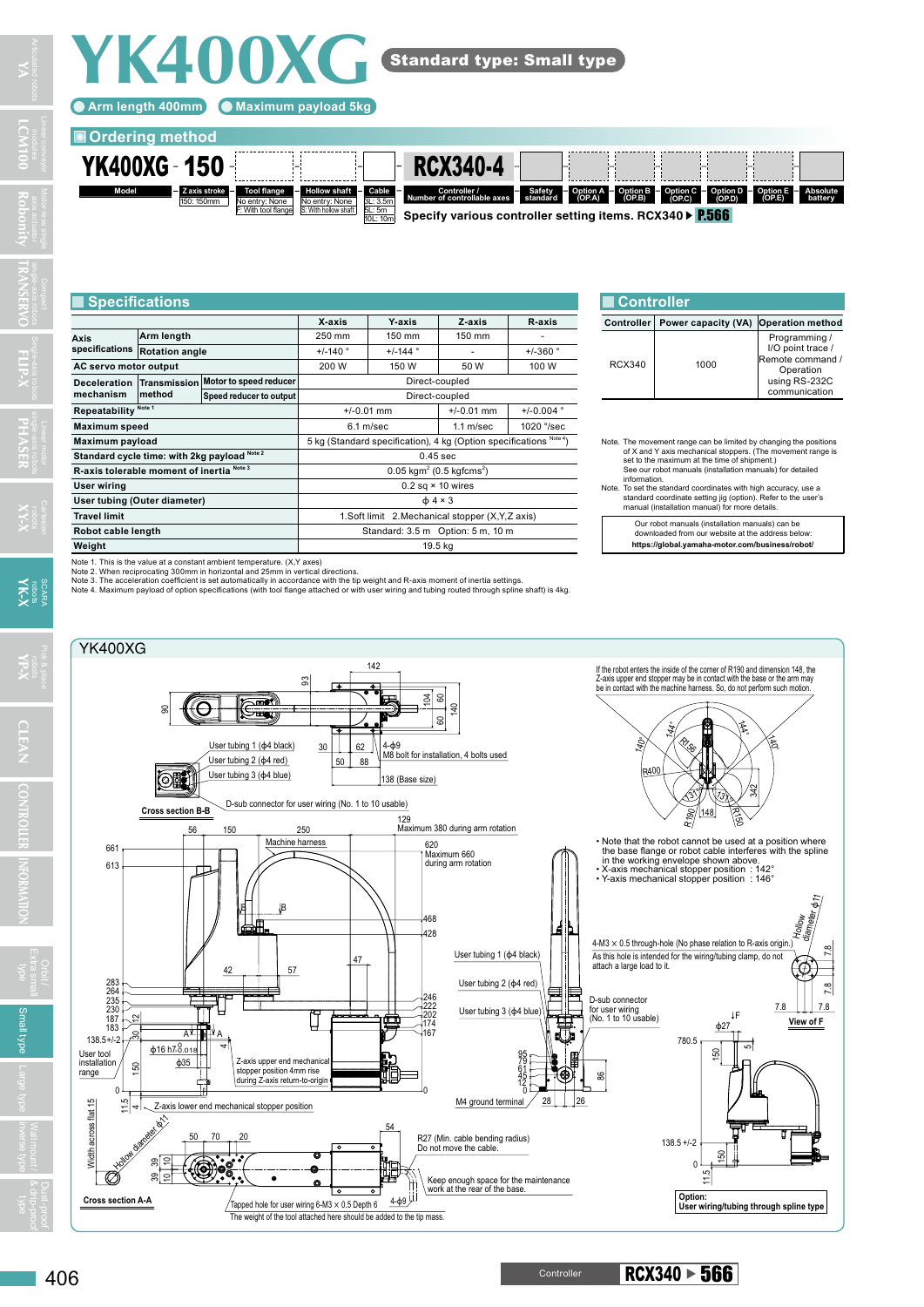# YK400XG

**Standard type: Small type**

- Arm length 400mm
- Maximum payload 5kg

## Ordering method

| YK400XG - 150 | | | | | RCX340-4 | | | | | | | | |
|---|---|---|---|---|---|---|---|---|---|---|---|---|---|
| Model | Z axis stroke | Tool flange | Hollow shaft | Cable | Controller / Number of controllable axes | Safety standard | Option A (OP.A) | Option B (OP.B) | Option C (OP.C) | Option D (OP.D) | Option E (OP.E) | Absolute battery |
| | 150: 150mm | No entry: None<br>F: With tool flange | No entry: None<br>S: With hollow shaft | 3L: 3.5m<br>5L: 5m<br>10L: 10m | | | | | | | | |

Specify various controller setting items. RCX340 ▶ P.566

## Specifications

| | | | X-axis | Y-axis | Z-axis | R-axis |
|---|---|---|---|---|---|---|
| Axis specifications | Arm length | | 250 mm | 150 mm | 150 mm | - |
| | Rotation angle | | +/-140 ° | +/-144 ° | - | +/-360 ° |
| AC servo motor output | | | 200 W | 150 W | 50 W | 100 W |
| Deceleration mechanism | Transmission method | Motor to speed reducer | Direct-coupled | | | |
| | | Speed reducer to output | Direct-coupled | | | |
| Repeatability Note 1 | | | +/-0.01 mm | | +/-0.01 mm | +/-0.004 ° |
| Maximum speed | | | 6.1 m/sec | | 1.1 m/sec | 1020 °/sec |
| Maximum payload | | | 5 kg (Standard specification), 4 kg (Option specifications Note 4) | | | |
| Standard cycle time: with 2kg payload Note 2 | | | 0.45 sec | | | |
| R-axis tolerable moment of inertia Note 3 | | | 0.05 kgm$^2$ (0.5 kgfcms$^2$) | | | |
| User wiring | | | 0.2 sq × 10 wires | | | |
| User tubing (Outer diameter) | | | ϕ 4 × 3 | | | |
| Travel limit | | | 1.Soft limit 2.Mechanical stopper (X,Y,Z axis) | | | |
| Robot cable length | | | Standard: 3.5 m Option: 5 m, 10 m | | | |
| Weight | | | 19.5 kg | | | |

Note 1. This is the value at a constant ambient temperature. (X,Y axes)
Note 2. When reciprocating 300mm in horizontal and 25mm in vertical directions.
Note 3. The acceleration coefficient is set automatically in accordance with the tip weight and R-axis moment of inertia settings.
Note 4. Maximum payload of option specifications (with tool flange attached or with user wiring and tubing routed through spline shaft) is 4kg.

## Controller

| Controller | Power capacity (VA) | Operation method |
|---|---|---|
| RCX340 | 1000 | Programming / I/O point trace / Remote command / Operation using RS-232C communication |

Note. The movement range can be limited by changing the positions of X and Y axis mechanical stoppers. (The movement range is set to the maximum at the time of shipment.) See our robot manuals (installation manuals) for detailed information.
Note. To set the standard coordinates with high accuracy, use a standard coordinate setting jig (option). Refer to the user's manual (installation manual) for more details.

Our robot manuals (installation manuals) can be downloaded from our website at the address below:
**https://global.yamaha-motor.com/business/robot/**

## YK400XG

If the robot enters the inside of the corner of R190 and dimension 148, the Z-axis upper end stopper may be in contact with the base or the arm may be in contact with the machine harness. So, do not perform such motion.

- Note that the robot cannot be used at a position where the base flange or robot cable interferes with the spline in the working envelope shown above.
- X-axis mechanical stopper position : 142°
- Y-axis mechanical stopper position : 146°

User tubing 1 (ϕ4 black)
User tubing 2 (ϕ4 red)
User tubing 3 (ϕ4 blue)
4-ϕ9 M8 bolt for installation, 4 bolts used
138 (Base size)
Cross section B-B
D-sub connector for user wiring (No. 1 to 10 usable)
Maximum 380 during arm rotation
Machine harness
Maximum 660 during arm rotation
User tool installation range
Z-axis upper end mechanical stopper position 4mm rise during Z-axis return-to-origin
Z-axis lower end mechanical stopper position
M4 ground terminal
4-M3 × 0.5 through-hole (No phase relation to R-axis origin.) As this hole is intended for the wiring/tubing clamp, do not attach a large load to it.
D-sub connector for user wiring (No. 1 to 10 usable)
View of F
Hollow diameter ϕ11
Width across flat 15
Cross section A-A
Tapped hole for user wiring 6-M3 × 0.5 Depth 6
The weight of the tool attached here should be added to the tip mass.
R27 (Min. cable bending radius) Do not move the cable.
Keep enough space for the maintenance work at the rear of the base.
Option: User wiring/tubing through spline type

Controller RCX340 ▶ 566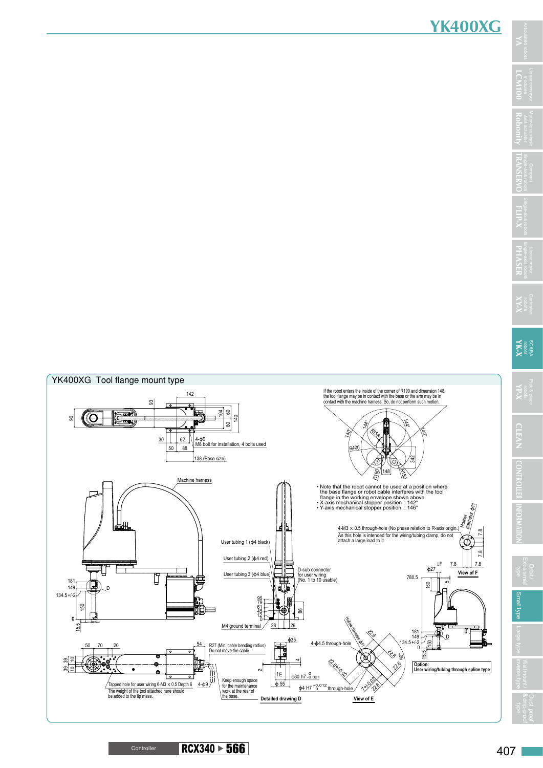## YK400XG Tool flange mount type

If the robot enters the inside of the corner of R190 and dimension 148, the tool flange may be in contact with the base or the arm may be in contact with the machine harness. So, do not perform such motion.

- Note that the robot cannot be used at a position where the base flange or robot cable interferes with the tool flange in the working envelope shown above.
- X-axis mechanical stopper position : 142°
- Y-axis mechanical stopper position : 146°

4-φ9
M8 bolt for installation, 4 bolts used

138 (Base size)

Machine harness

User tubing 1 (φ4 black)

User tubing 2 (φ4 red)

User tubing 3 (φ4 blue)

D-sub connector for user wiring (No. 1 to 10 usable)

M4 ground terminal

4-M3 × 0.5 through-hole (No phase relation to R-axis origin.)
As this hole is intended for the wiring/tubing clamp, do not attach a large load to it.

Hollow diameter φ11

View of F

R27 (Min. cable bending radius)
Do not move the cable.

Tapped hole for user wiring 6-M3 × 0.5 Depth 6
The weight of the tool attached here should be added to the tip mass.

Keep enough space for the maintenance work at the rear of the base.

Detailed drawing D

4-φ4.5 through-hole

φ4 H7 $^{+0.012}_{0}$ through-hole

φ30 h7 $^{0}_{-0.021}$

View of E

**Option:**
**User wiring/tubing through spline type**